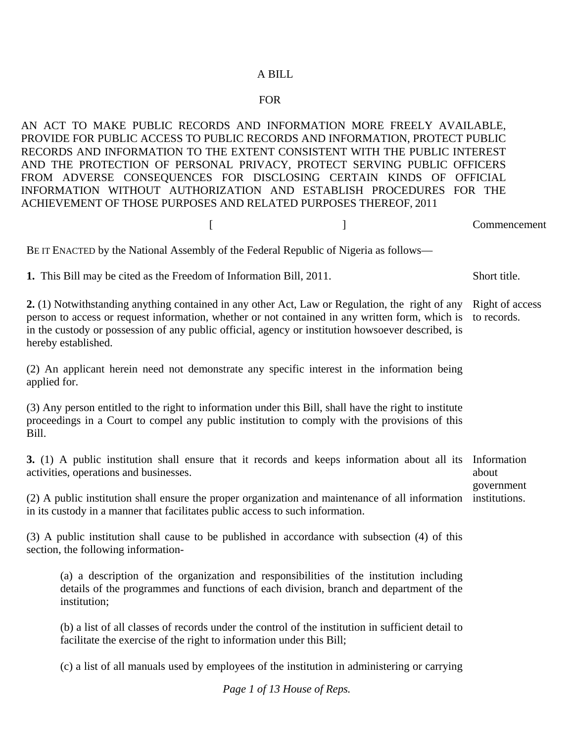A BILL

FOR

AN ACT TO MAKE PUBLIC RECORDS AND INFORMATION MORE FREELY AVAILABLE, PROVIDE FOR PUBLIC ACCESS TO PUBLIC RECORDS AND INFORMATION, PROTECT PUBLIC RECORDS AND INFORMATION TO THE EXTENT CONSISTENT WITH THE PUBLIC INTEREST AND THE PROTECTION OF PERSONAL PRIVACY, PROTECT SERVING PUBLIC OFFICERS FROM ADVERSE CONSEQUENCES FOR DISCLOSING CERTAIN KINDS OF OFFICIAL INFORMATION WITHOUT AUTHORIZATION AND ESTABLISH PROCEDURES FOR THE ACHIEVEMENT OF THOSE PURPOSES AND RELATED PURPOSES THEREOF, 2011

[ ] Commencement

BE IT ENACTED by the National Assembly of the Federal Republic of Nigeria as follows—

**1.** This Bill may be cited as the Freedom of Information Bill, 2011. *Short title.*

**2.** (1) Notwithstanding anything contained in any other Act, Law or Regulation, the right of any person to access or request information, whether or not contained in any written form, which is in the custody or possession of any public official, agency or institution howsoever described, is hereby established. *Right of access to records.*

(2) An applicant herein need not demonstrate any specific interest in the information being applied for.

(3) Any person entitled to the right to information under this Bill, shall have the right to institute proceedings in a Court to compel any public institution to comply with the provisions of this Bill.

**3.** (1) A public institution shall ensure that it records and keeps information about all its activities, operations and businesses. *Information about government institutions.*

(2) A public institution shall ensure the proper organization and maintenance of all information in its custody in a manner that facilitates public access to such information.

(3) A public institution shall cause to be published in accordance with subsection (4) of this section, the following information-

(a) a description of the organization and responsibilities of the institution including details of the programmes and functions of each division, branch and department of the institution;

(b) a list of all classes of records under the control of the institution in sufficient detail to facilitate the exercise of the right to information under this Bill;

(c) a list of all manuals used by employees of the institution in administering or carrying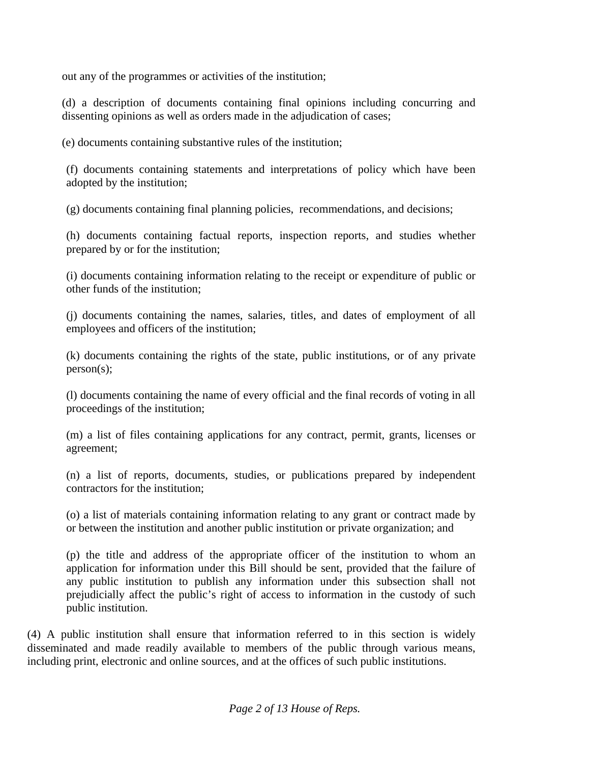out any of the programmes or activities of the institution;

(d) a description of documents containing final opinions including concurring and dissenting opinions as well as orders made in the adjudication of cases;

(e) documents containing substantive rules of the institution;

(f) documents containing statements and interpretations of policy which have been adopted by the institution;

(g) documents containing final planning policies, recommendations, and decisions;

(h) documents containing factual reports, inspection reports, and studies whether prepared by or for the institution;

(i) documents containing information relating to the receipt or expenditure of public or other funds of the institution;

(j) documents containing the names, salaries, titles, and dates of employment of all employees and officers of the institution;

(k) documents containing the rights of the state, public institutions, or of any private person(s);

(l) documents containing the name of every official and the final records of voting in all proceedings of the institution;

(m) a list of files containing applications for any contract, permit, grants, licenses or agreement;

(n) a list of reports, documents, studies, or publications prepared by independent contractors for the institution;

(o) a list of materials containing information relating to any grant or contract made by or between the institution and another public institution or private organization; and

(p) the title and address of the appropriate officer of the institution to whom an application for information under this Bill should be sent, provided that the failure of any public institution to publish any information under this subsection shall not prejudicially affect the public's right of access to information in the custody of such public institution.

(4) A public institution shall ensure that information referred to in this section is widely disseminated and made readily available to members of the public through various means, including print, electronic and online sources, and at the offices of such public institutions.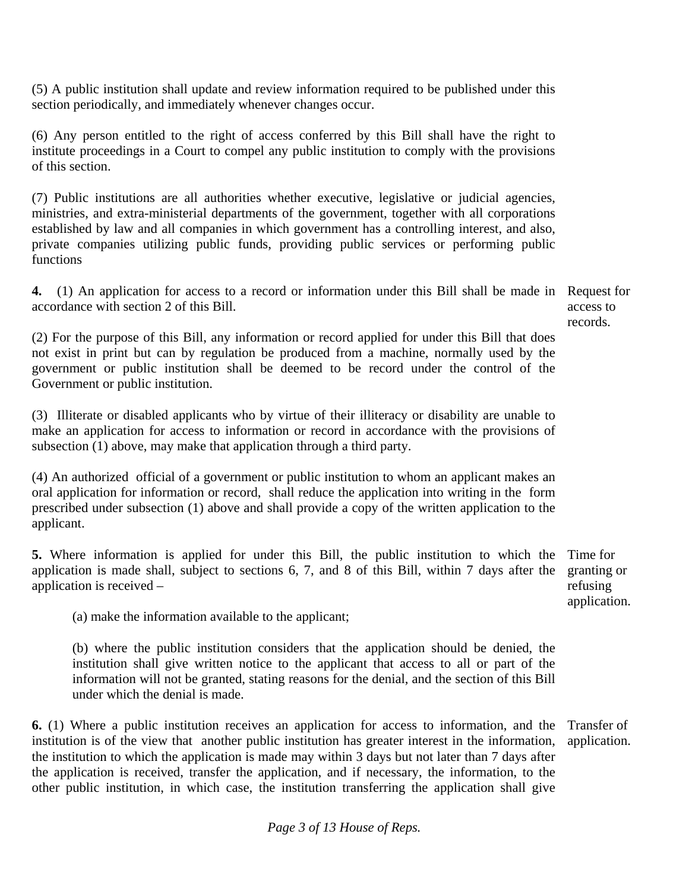(5) A public institution shall update and review information required to be published under this section periodically, and immediately whenever changes occur.

(6) Any person entitled to the right of access conferred by this Bill shall have the right to institute proceedings in a Court to compel any public institution to comply with the provisions of this section.

(7) Public institutions are all authorities whether executive, legislative or judicial agencies, ministries, and extra-ministerial departments of the government, together with all corporations established by law and all companies in which government has a controlling interest, and also, private companies utilizing public funds, providing public services or performing public functions

Request for access to records.

**4.** (1) An application for access to a record or information under this Bill shall be made in accordance with section 2 of this Bill.

(2) For the purpose of this Bill, any information or record applied for under this Bill that does not exist in print but can by regulation be produced from a machine, normally used by the government or public institution shall be deemed to be record under the control of the Government or public institution.

(3) Illiterate or disabled applicants who by virtue of their illiteracy or disability are unable to make an application for access to information or record in accordance with the provisions of subsection (1) above, may make that application through a third party.

(4) An authorized official of a government or public institution to whom an applicant makes an oral application for information or record, shall reduce the application into writing in the form prescribed under subsection (1) above and shall provide a copy of the written application to the applicant.

Time for granting or refusing application.

**5.** Where information is applied for under this Bill, the public institution to which the application is made shall, subject to sections 6, 7, and 8 of this Bill, within 7 days after the application is received –

(a) make the information available to the applicant;

(b) where the public institution considers that the application should be denied, the institution shall give written notice to the applicant that access to all or part of the information will not be granted, stating reasons for the denial, and the section of this Bill under which the denial is made.

Transfer of application.

**6.** (1) Where a public institution receives an application for access to information, and the institution is of the view that another public institution has greater interest in the information, the institution to which the application is made may within 3 days but not later than 7 days after the application is received, transfer the application, and if necessary, the information, to the other public institution, in which case, the institution transferring the application shall give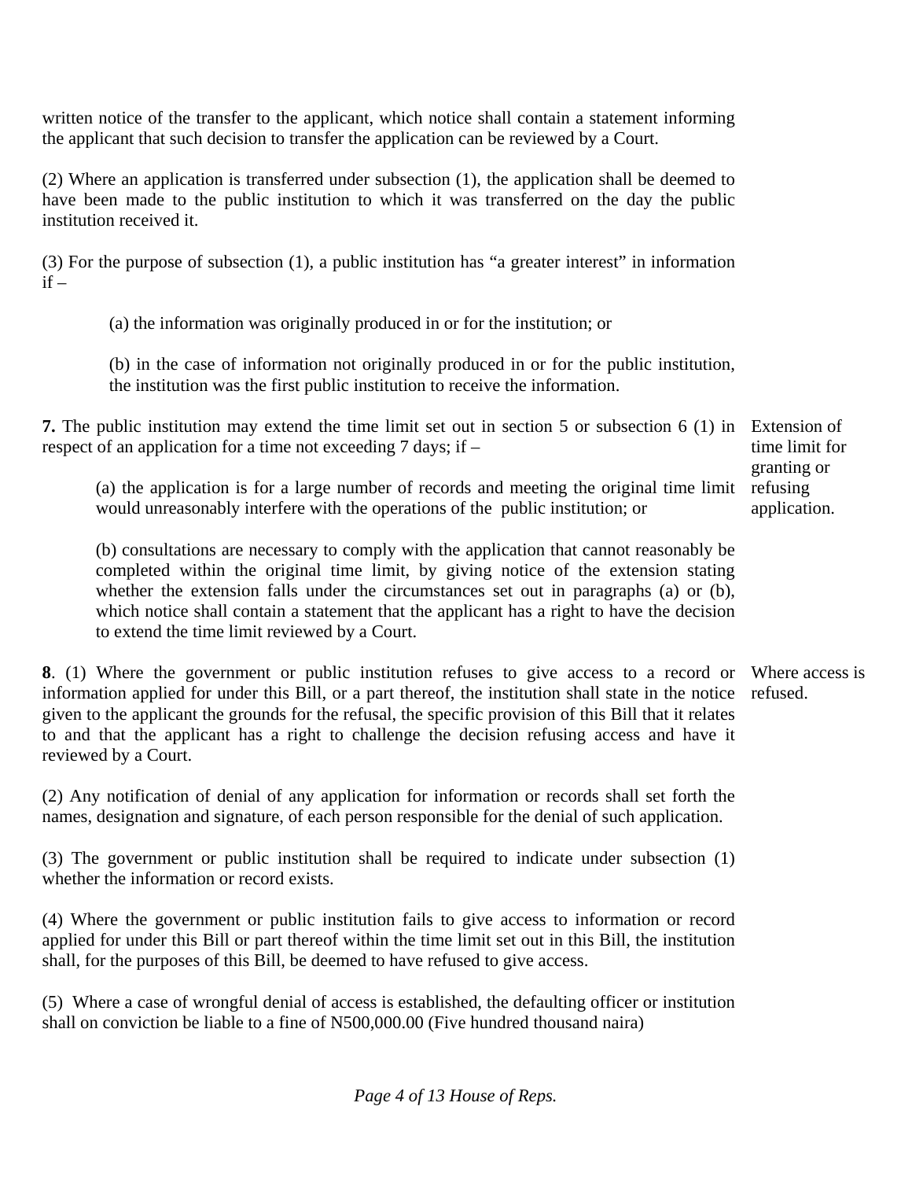written notice of the transfer to the applicant, which notice shall contain a statement informing the applicant that such decision to transfer the application can be reviewed by a Court.

(2) Where an application is transferred under subsection (1), the application shall be deemed to have been made to the public institution to which it was transferred on the day the public institution received it.

(3) For the purpose of subsection (1), a public institution has "a greater interest" in information if –

> (a) the information was originally produced in or for the institution; or
>
> (b) in the case of information not originally produced in or for the public institution, the institution was the first public institution to receive the information.

*Extension of time limit for granting or refusing application.*

**7.** The public institution may extend the time limit set out in section 5 or subsection 6 (1) in respect of an application for a time not exceeding 7 days; if –

> (a) the application is for a large number of records and meeting the original time limit would unreasonably interfere with the operations of the public institution; or
>
> (b) consultations are necessary to comply with the application that cannot reasonably be completed within the original time limit, by giving notice of the extension stating whether the extension falls under the circumstances set out in paragraphs (a) or (b), which notice shall contain a statement that the applicant has a right to have the decision to extend the time limit reviewed by a Court.

*Where access is refused.*

**8**. (1) Where the government or public institution refuses to give access to a record or information applied for under this Bill, or a part thereof, the institution shall state in the notice given to the applicant the grounds for the refusal, the specific provision of this Bill that it relates to and that the applicant has a right to challenge the decision refusing access and have it reviewed by a Court.

(2) Any notification of denial of any application for information or records shall set forth the names, designation and signature, of each person responsible for the denial of such application.

(3) The government or public institution shall be required to indicate under subsection (1) whether the information or record exists.

(4) Where the government or public institution fails to give access to information or record applied for under this Bill or part thereof within the time limit set out in this Bill, the institution shall, for the purposes of this Bill, be deemed to have refused to give access.

(5) Where a case of wrongful denial of access is established, the defaulting officer or institution shall on conviction be liable to a fine of N500,000.00 (Five hundred thousand naira)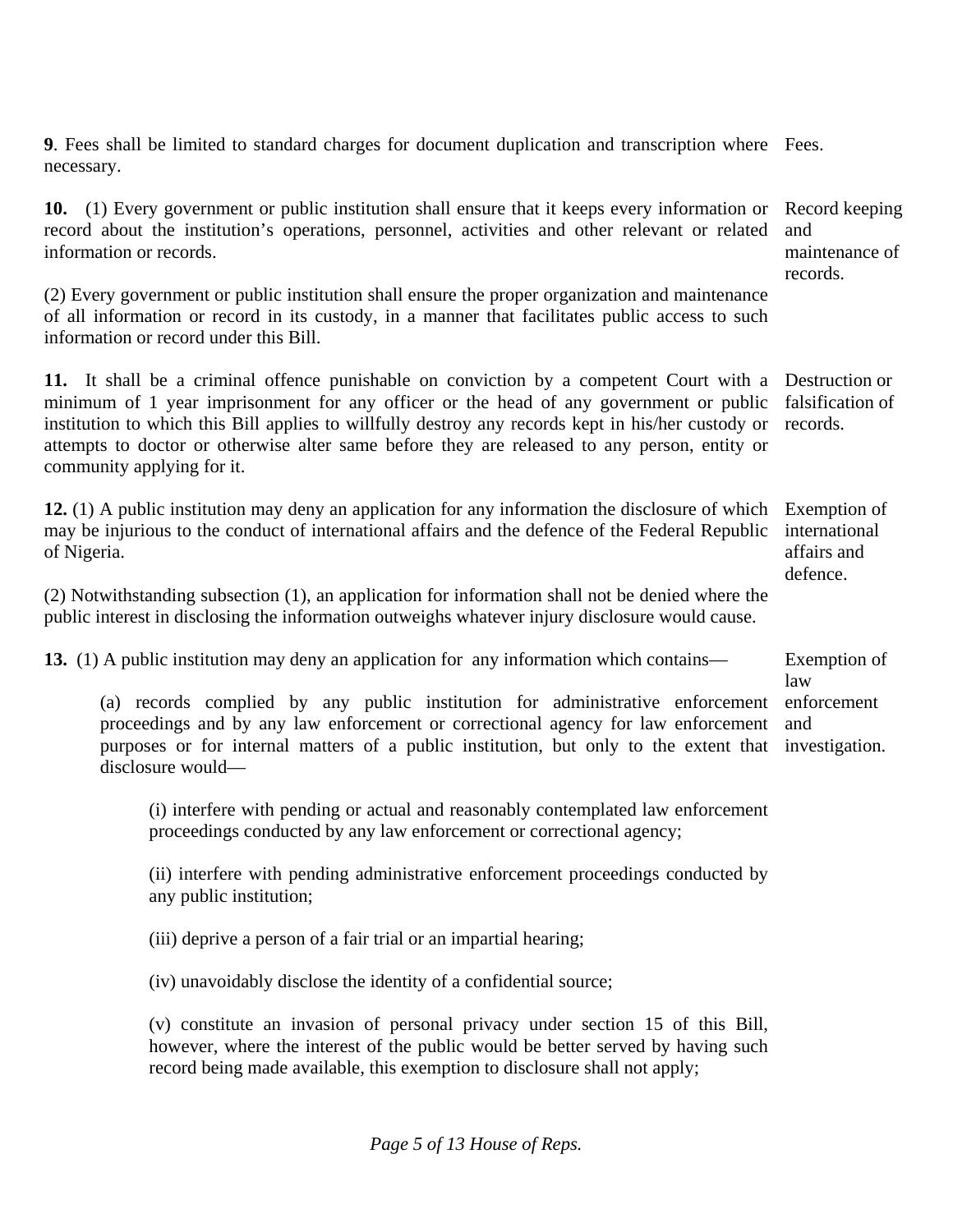**9**. Fees shall be limited to standard charges for document duplication and transcription where necessary. *Fees.*

**10.** (1) Every government or public institution shall ensure that it keeps every information or record about the institution's operations, personnel, activities and other relevant or related information or records. *Record keeping and maintenance of records.*

(2) Every government or public institution shall ensure the proper organization and maintenance of all information or record in its custody, in a manner that facilitates public access to such information or record under this Bill.

**11.** It shall be a criminal offence punishable on conviction by a competent Court with a minimum of 1 year imprisonment for any officer or the head of any government or public institution to which this Bill applies to willfully destroy any records kept in his/her custody or attempts to doctor or otherwise alter same before they are released to any person, entity or community applying for it. *Destruction or falsification of records.*

**12.** (1) A public institution may deny an application for any information the disclosure of which may be injurious to the conduct of international affairs and the defence of the Federal Republic of Nigeria. *Exemption of international affairs and defence.*

(2) Notwithstanding subsection (1), an application for information shall not be denied where the public interest in disclosing the information outweighs whatever injury disclosure would cause.

**13.** (1) A public institution may deny an application for any information which contains— *Exemption of law enforcement and investigation.*

(a) records complied by any public institution for administrative enforcement proceedings and by any law enforcement or correctional agency for law enforcement purposes or for internal matters of a public institution, but only to the extent that disclosure would—

(i) interfere with pending or actual and reasonably contemplated law enforcement proceedings conducted by any law enforcement or correctional agency;

(ii) interfere with pending administrative enforcement proceedings conducted by any public institution;

(iii) deprive a person of a fair trial or an impartial hearing;

(iv) unavoidably disclose the identity of a confidential source;

(v) constitute an invasion of personal privacy under section 15 of this Bill, however, where the interest of the public would be better served by having such record being made available, this exemption to disclosure shall not apply;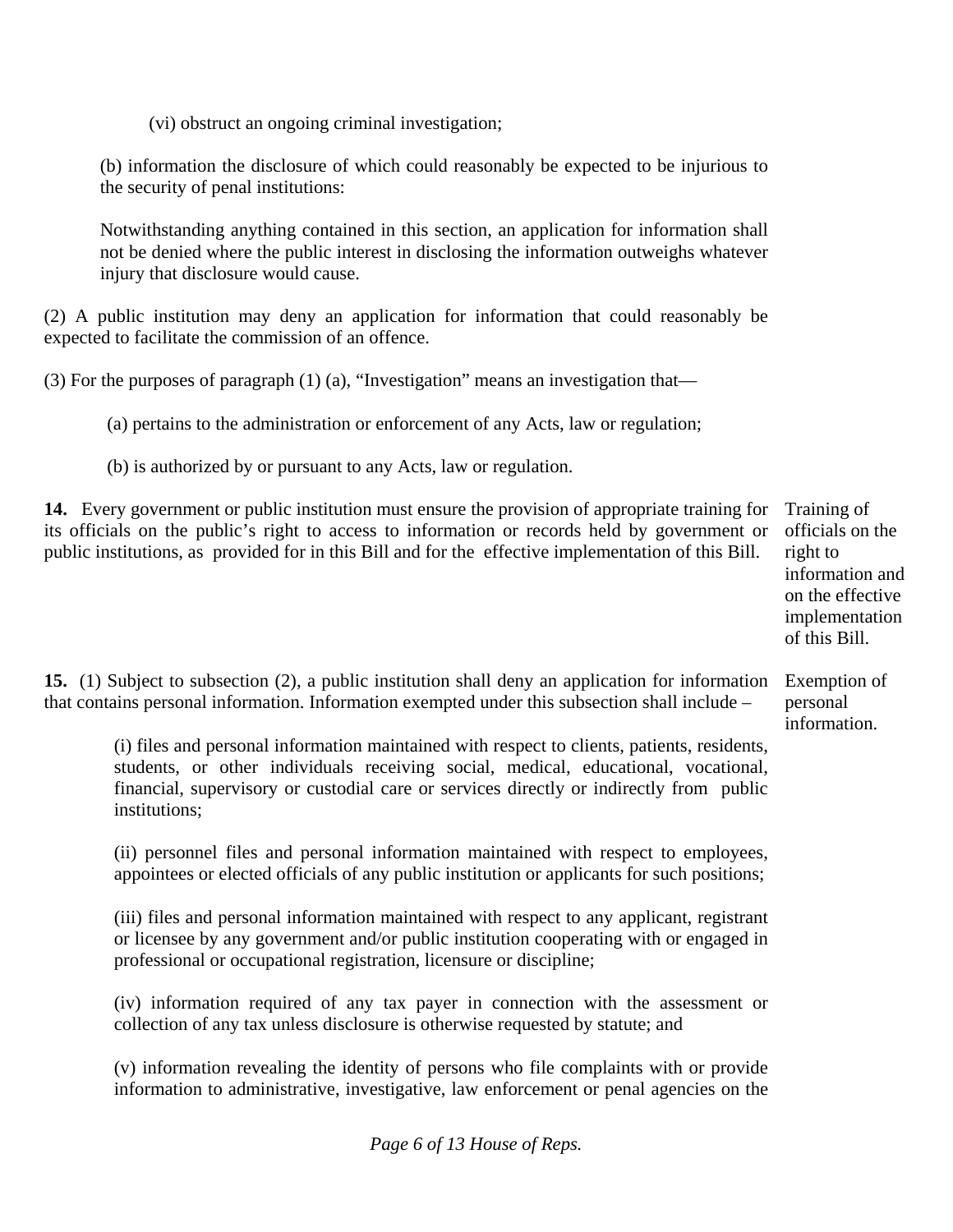(vi) obstruct an ongoing criminal investigation;

(b) information the disclosure of which could reasonably be expected to be injurious to the security of penal institutions:

Notwithstanding anything contained in this section, an application for information shall not be denied where the public interest in disclosing the information outweighs whatever injury that disclosure would cause.

(2) A public institution may deny an application for information that could reasonably be expected to facilitate the commission of an offence.

(3) For the purposes of paragraph (1) (a), "Investigation" means an investigation that—

(a) pertains to the administration or enforcement of any Acts, law or regulation;

(b) is authorized by or pursuant to any Acts, law or regulation.

*Training of officials on the right to information and on the effective implementation of this Bill.*

**14.** Every government or public institution must ensure the provision of appropriate training for its officials on the public's right to access to information or records held by government or public institutions, as provided for in this Bill and for the effective implementation of this Bill.

*Exemption of personal information.*

**15.** (1) Subject to subsection (2), a public institution shall deny an application for information that contains personal information. Information exempted under this subsection shall include –

(i) files and personal information maintained with respect to clients, patients, residents, students, or other individuals receiving social, medical, educational, vocational, financial, supervisory or custodial care or services directly or indirectly from public institutions;

(ii) personnel files and personal information maintained with respect to employees, appointees or elected officials of any public institution or applicants for such positions;

(iii) files and personal information maintained with respect to any applicant, registrant or licensee by any government and/or public institution cooperating with or engaged in professional or occupational registration, licensure or discipline;

(iv) information required of any tax payer in connection with the assessment or collection of any tax unless disclosure is otherwise requested by statute; and

(v) information revealing the identity of persons who file complaints with or provide information to administrative, investigative, law enforcement or penal agencies on the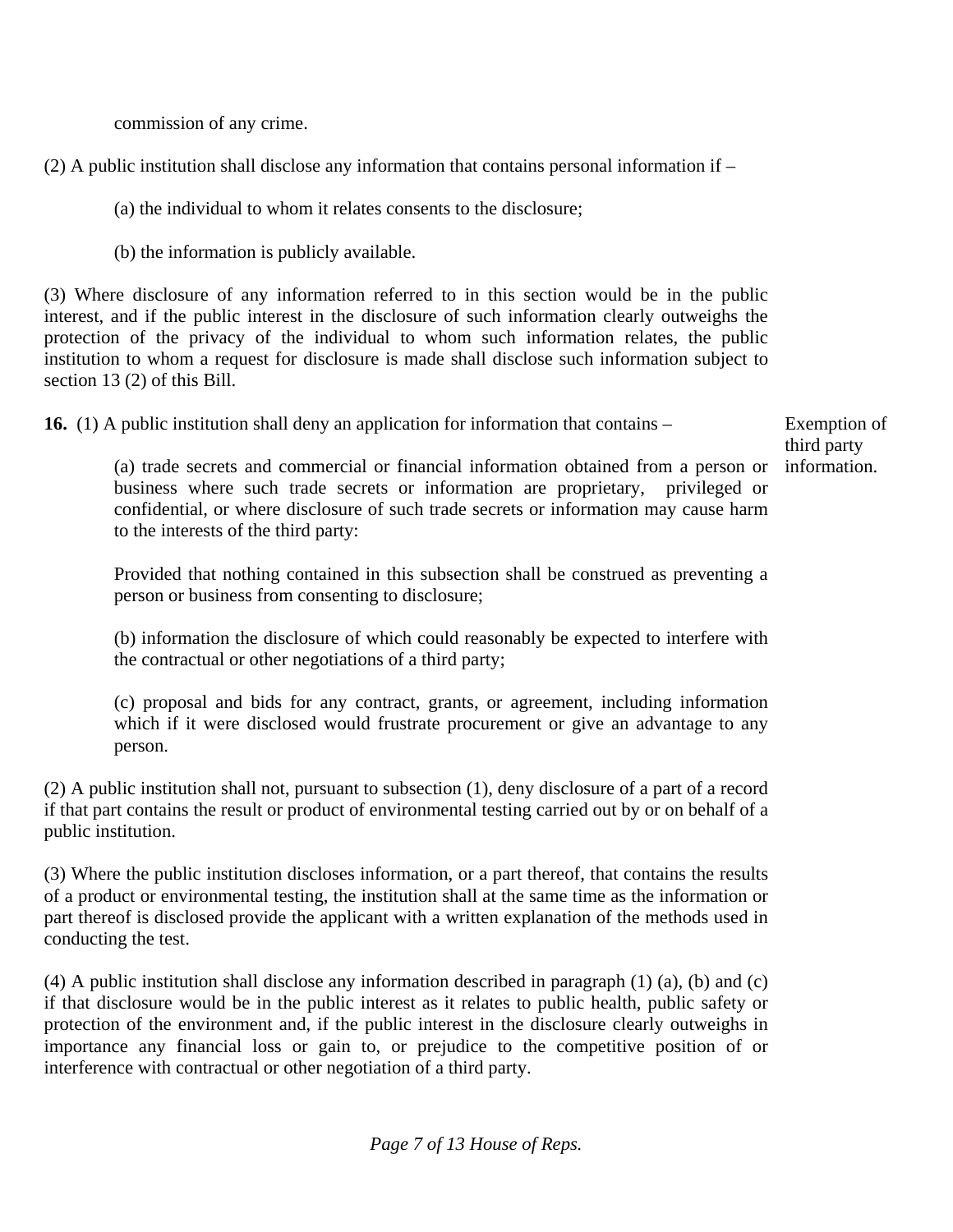commission of any crime.

(2) A public institution shall disclose any information that contains personal information if –

(a) the individual to whom it relates consents to the disclosure;

(b) the information is publicly available.

(3) Where disclosure of any information referred to in this section would be in the public interest, and if the public interest in the disclosure of such information clearly outweighs the protection of the privacy of the individual to whom such information relates, the public institution to whom a request for disclosure is made shall disclose such information subject to section 13 (2) of this Bill.

Exemption of third party information.

**16.** (1) A public institution shall deny an application for information that contains –

(a) trade secrets and commercial or financial information obtained from a person or business where such trade secrets or information are proprietary, privileged or confidential, or where disclosure of such trade secrets or information may cause harm to the interests of the third party:

Provided that nothing contained in this subsection shall be construed as preventing a person or business from consenting to disclosure;

(b) information the disclosure of which could reasonably be expected to interfere with the contractual or other negotiations of a third party;

(c) proposal and bids for any contract, grants, or agreement, including information which if it were disclosed would frustrate procurement or give an advantage to any person.

(2) A public institution shall not, pursuant to subsection (1), deny disclosure of a part of a record if that part contains the result or product of environmental testing carried out by or on behalf of a public institution.

(3) Where the public institution discloses information, or a part thereof, that contains the results of a product or environmental testing, the institution shall at the same time as the information or part thereof is disclosed provide the applicant with a written explanation of the methods used in conducting the test.

(4) A public institution shall disclose any information described in paragraph (1) (a), (b) and (c) if that disclosure would be in the public interest as it relates to public health, public safety or protection of the environment and, if the public interest in the disclosure clearly outweighs in importance any financial loss or gain to, or prejudice to the competitive position of or interference with contractual or other negotiation of a third party.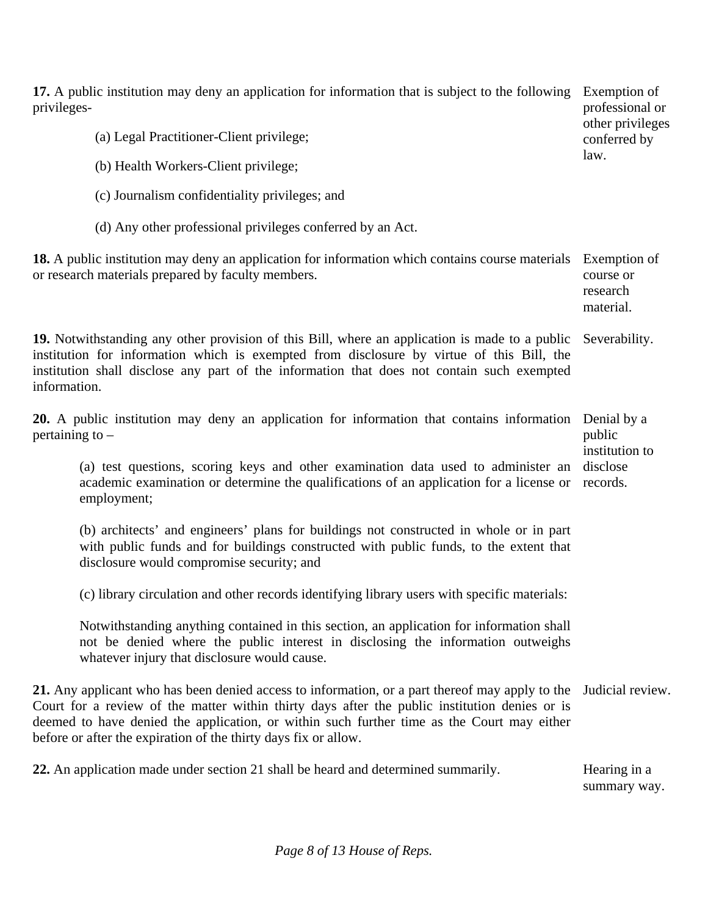**17.** A public institution may deny an application for information that is subject to the following privileges-

*Exemption of professional or other privileges conferred by law.*

(a) Legal Practitioner-Client privilege;

(b) Health Workers-Client privilege;

(c) Journalism confidentiality privileges; and

(d) Any other professional privileges conferred by an Act.

**18.** A public institution may deny an application for information which contains course materials or research materials prepared by faculty members.

*Exemption of course or research material.*

**19.** Notwithstanding any other provision of this Bill, where an application is made to a public institution for information which is exempted from disclosure by virtue of this Bill, the institution shall disclose any part of the information that does not contain such exempted information.

*Severability.*

**20.** A public institution may deny an application for information that contains information pertaining to –

*Denial by a public institution to disclose records.*

(a) test questions, scoring keys and other examination data used to administer an academic examination or determine the qualifications of an application for a license or employment;

(b) architects' and engineers' plans for buildings not constructed in whole or in part with public funds and for buildings constructed with public funds, to the extent that disclosure would compromise security; and

(c) library circulation and other records identifying library users with specific materials:

Notwithstanding anything contained in this section, an application for information shall not be denied where the public interest in disclosing the information outweighs whatever injury that disclosure would cause.

**21.** Any applicant who has been denied access to information, or a part thereof may apply to the Court for a review of the matter within thirty days after the public institution denies or is deemed to have denied the application, or within such further time as the Court may either before or after the expiration of the thirty days fix or allow.

*Judicial review.*

**22.** An application made under section 21 shall be heard and determined summarily.

*Hearing in a summary way.*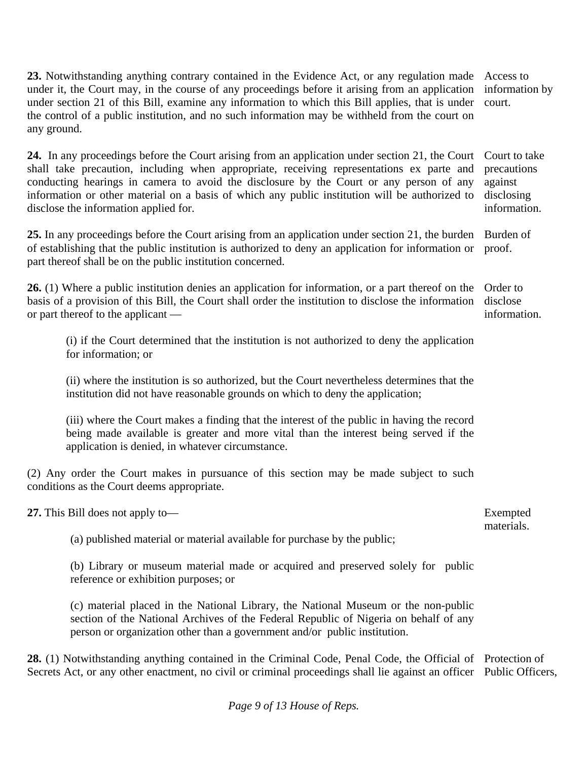**23.** Notwithstanding anything contrary contained in the Evidence Act, or any regulation made under it, the Court may, in the course of any proceedings before it arising from an application under section 21 of this Bill, examine any information to which this Bill applies, that is under the control of a public institution, and no such information may be withheld from the court on any ground.

Access to information by court.

**24.** In any proceedings before the Court arising from an application under section 21, the Court shall take precaution, including when appropriate, receiving representations ex parte and conducting hearings in camera to avoid the disclosure by the Court or any person of any information or other material on a basis of which any public institution will be authorized to disclose the information applied for.

Court to take precautions against disclosing information.

**25.** In any proceedings before the Court arising from an application under section 21, the burden of establishing that the public institution is authorized to deny an application for information or part thereof shall be on the public institution concerned.

Burden of proof.

**26.** (1) Where a public institution denies an application for information, or a part thereof on the basis of a provision of this Bill, the Court shall order the institution to disclose the information or part thereof to the applicant —

Order to disclose information.

(i) if the Court determined that the institution is not authorized to deny the application for information; or

(ii) where the institution is so authorized, but the Court nevertheless determines that the institution did not have reasonable grounds on which to deny the application;

(iii) where the Court makes a finding that the interest of the public in having the record being made available is greater and more vital than the interest being served if the application is denied, in whatever circumstance.

(2) Any order the Court makes in pursuance of this section may be made subject to such conditions as the Court deems appropriate.

**27.** This Bill does not apply to—

Exempted materials.

(a) published material or material available for purchase by the public;

(b) Library or museum material made or acquired and preserved solely for public reference or exhibition purposes; or

(c) material placed in the National Library, the National Museum or the non-public section of the National Archives of the Federal Republic of Nigeria on behalf of any person or organization other than a government and/or public institution.

**28.** (1) Notwithstanding anything contained in the Criminal Code, Penal Code, the Official of Secrets Act, or any other enactment, no civil or criminal proceedings shall lie against an officer

Protection of Public Officers,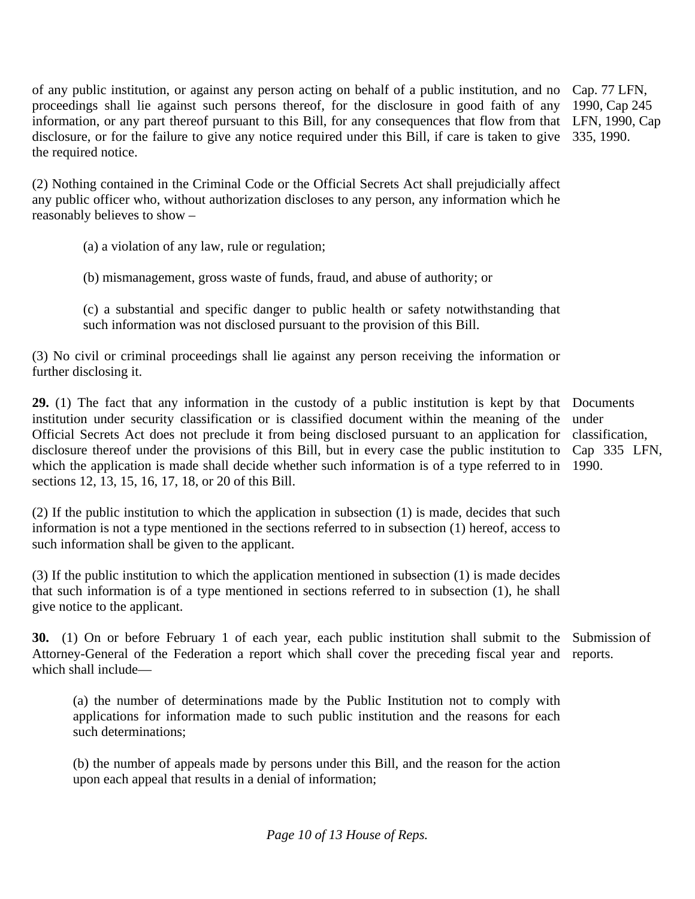of any public institution, or against any person acting on behalf of a public institution, and no proceedings shall lie against such persons thereof, for the disclosure in good faith of any information, or any part thereof pursuant to this Bill, for any consequences that flow from that disclosure, or for the failure to give any notice required under this Bill, if care is taken to give the required notice.

Cap. 77 LFN, 1990, Cap 245 LFN, 1990, Cap 335, 1990.

(2) Nothing contained in the Criminal Code or the Official Secrets Act shall prejudicially affect any public officer who, without authorization discloses to any person, any information which he reasonably believes to show –

(a) a violation of any law, rule or regulation;

(b) mismanagement, gross waste of funds, fraud, and abuse of authority; or

(c) a substantial and specific danger to public health or safety notwithstanding that such information was not disclosed pursuant to the provision of this Bill.

(3) No civil or criminal proceedings shall lie against any person receiving the information or further disclosing it.

Documents under classification, Cap 335 LFN, 1990.

**29.** (1) The fact that any information in the custody of a public institution is kept by that institution under security classification or is classified document within the meaning of the Official Secrets Act does not preclude it from being disclosed pursuant to an application for disclosure thereof under the provisions of this Bill, but in every case the public institution to which the application is made shall decide whether such information is of a type referred to in sections 12, 13, 15, 16, 17, 18, or 20 of this Bill.

(2) If the public institution to which the application in subsection (1) is made, decides that such information is not a type mentioned in the sections referred to in subsection (1) hereof, access to such information shall be given to the applicant.

(3) If the public institution to which the application mentioned in subsection (1) is made decides that such information is of a type mentioned in sections referred to in subsection (1), he shall give notice to the applicant.

Submission of reports.

**30.** (1) On or before February 1 of each year, each public institution shall submit to the Attorney-General of the Federation a report which shall cover the preceding fiscal year and which shall include—

(a) the number of determinations made by the Public Institution not to comply with applications for information made to such public institution and the reasons for each such determinations;

(b) the number of appeals made by persons under this Bill, and the reason for the action upon each appeal that results in a denial of information;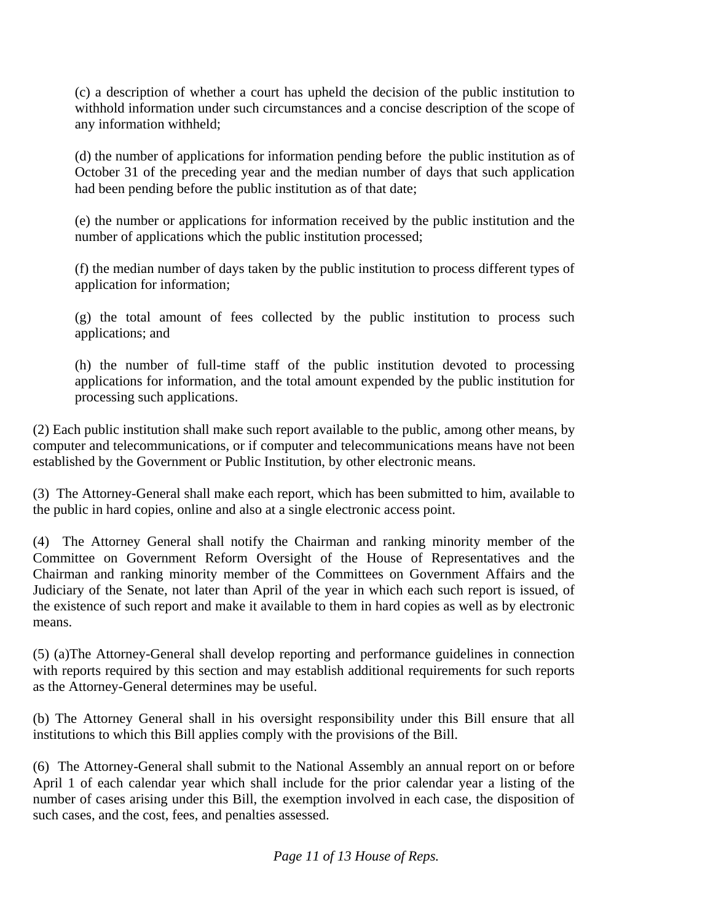(c) a description of whether a court has upheld the decision of the public institution to withhold information under such circumstances and a concise description of the scope of any information withheld;

(d) the number of applications for information pending before the public institution as of October 31 of the preceding year and the median number of days that such application had been pending before the public institution as of that date;

(e) the number or applications for information received by the public institution and the number of applications which the public institution processed;

(f) the median number of days taken by the public institution to process different types of application for information;

(g) the total amount of fees collected by the public institution to process such applications; and

(h) the number of full-time staff of the public institution devoted to processing applications for information, and the total amount expended by the public institution for processing such applications.

(2) Each public institution shall make such report available to the public, among other means, by computer and telecommunications, or if computer and telecommunications means have not been established by the Government or Public Institution, by other electronic means.

(3) The Attorney-General shall make each report, which has been submitted to him, available to the public in hard copies, online and also at a single electronic access point.

(4) The Attorney General shall notify the Chairman and ranking minority member of the Committee on Government Reform Oversight of the House of Representatives and the Chairman and ranking minority member of the Committees on Government Affairs and the Judiciary of the Senate, not later than April of the year in which each such report is issued, of the existence of such report and make it available to them in hard copies as well as by electronic means.

(5) (a)The Attorney-General shall develop reporting and performance guidelines in connection with reports required by this section and may establish additional requirements for such reports as the Attorney-General determines may be useful.

(b) The Attorney General shall in his oversight responsibility under this Bill ensure that all institutions to which this Bill applies comply with the provisions of the Bill.

(6) The Attorney-General shall submit to the National Assembly an annual report on or before April 1 of each calendar year which shall include for the prior calendar year a listing of the number of cases arising under this Bill, the exemption involved in each case, the disposition of such cases, and the cost, fees, and penalties assessed.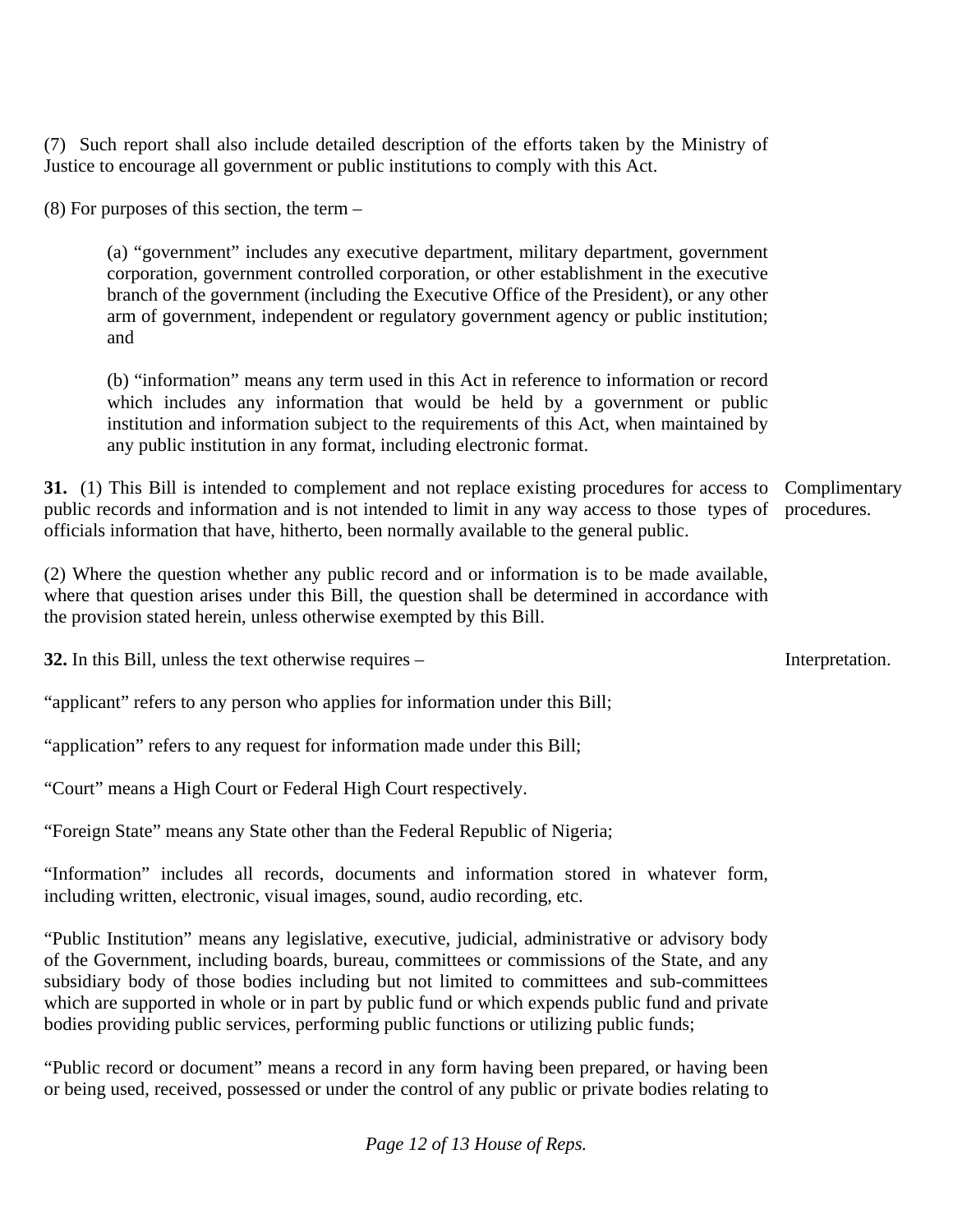(7) Such report shall also include detailed description of the efforts taken by the Ministry of Justice to encourage all government or public institutions to comply with this Act.

(8) For purposes of this section, the term –

(a) "government" includes any executive department, military department, government corporation, government controlled corporation, or other establishment in the executive branch of the government (including the Executive Office of the President), or any other arm of government, independent or regulatory government agency or public institution; and

(b) "information" means any term used in this Act in reference to information or record which includes any information that would be held by a government or public institution and information subject to the requirements of this Act, when maintained by any public institution in any format, including electronic format.

Complimentary procedures.

**31.** (1) This Bill is intended to complement and not replace existing procedures for access to public records and information and is not intended to limit in any way access to those types of officials information that have, hitherto, been normally available to the general public.

(2) Where the question whether any public record and or information is to be made available, where that question arises under this Bill, the question shall be determined in accordance with the provision stated herein, unless otherwise exempted by this Bill.

Interpretation.

**32.** In this Bill, unless the text otherwise requires –

"applicant" refers to any person who applies for information under this Bill;

"application" refers to any request for information made under this Bill;

"Court" means a High Court or Federal High Court respectively.

"Foreign State" means any State other than the Federal Republic of Nigeria;

"Information" includes all records, documents and information stored in whatever form, including written, electronic, visual images, sound, audio recording, etc.

"Public Institution" means any legislative, executive, judicial, administrative or advisory body of the Government, including boards, bureau, committees or commissions of the State, and any subsidiary body of those bodies including but not limited to committees and sub-committees which are supported in whole or in part by public fund or which expends public fund and private bodies providing public services, performing public functions or utilizing public funds;

"Public record or document" means a record in any form having been prepared, or having been or being used, received, possessed or under the control of any public or private bodies relating to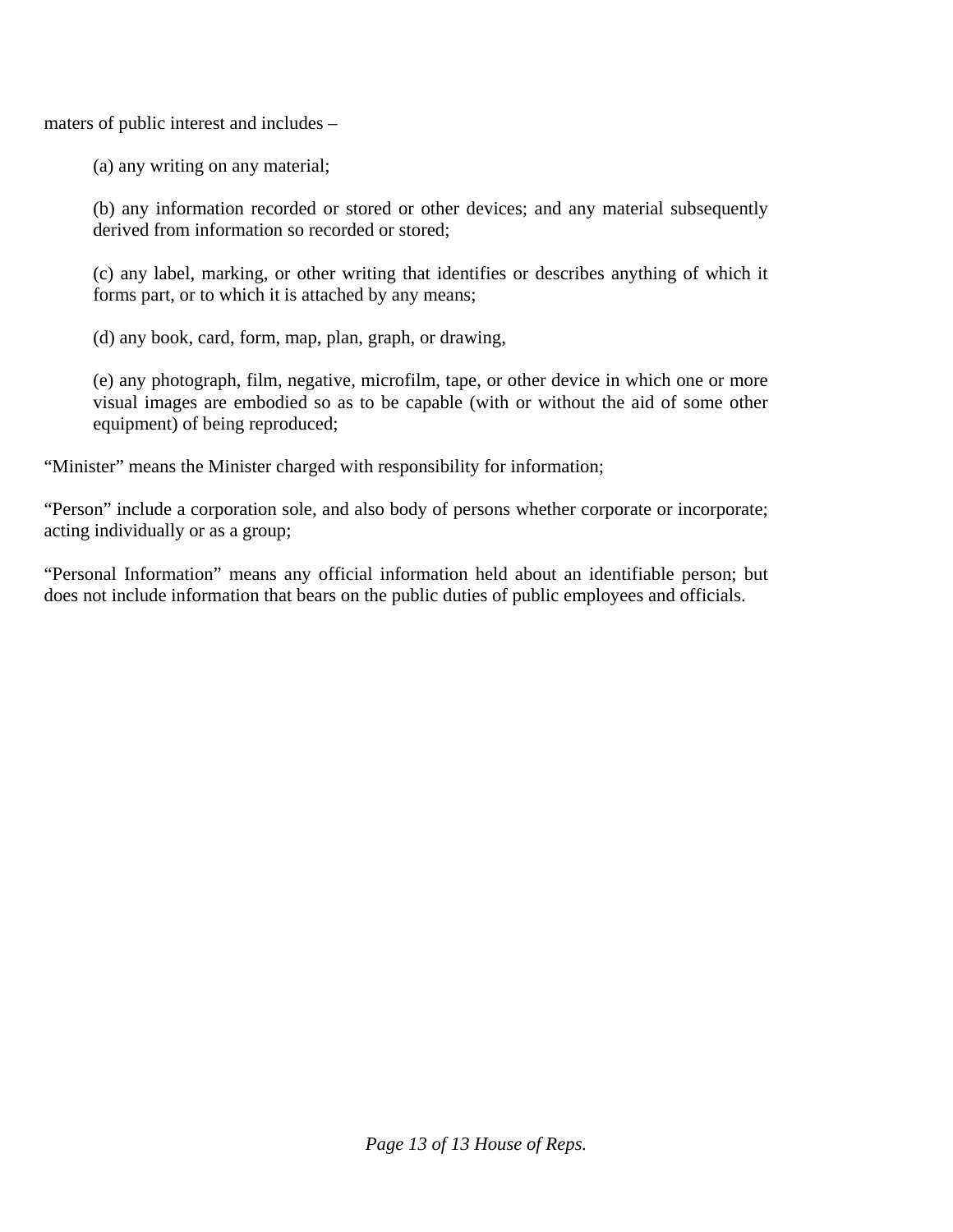maters of public interest and includes –

(a) any writing on any material;

(b) any information recorded or stored or other devices; and any material subsequently derived from information so recorded or stored;

(c) any label, marking, or other writing that identifies or describes anything of which it forms part, or to which it is attached by any means;

(d) any book, card, form, map, plan, graph, or drawing,

(e) any photograph, film, negative, microfilm, tape, or other device in which one or more visual images are embodied so as to be capable (with or without the aid of some other equipment) of being reproduced;

"Minister" means the Minister charged with responsibility for information;

"Person" include a corporation sole, and also body of persons whether corporate or incorporate; acting individually or as a group;

"Personal Information" means any official information held about an identifiable person; but does not include information that bears on the public duties of public employees and officials.